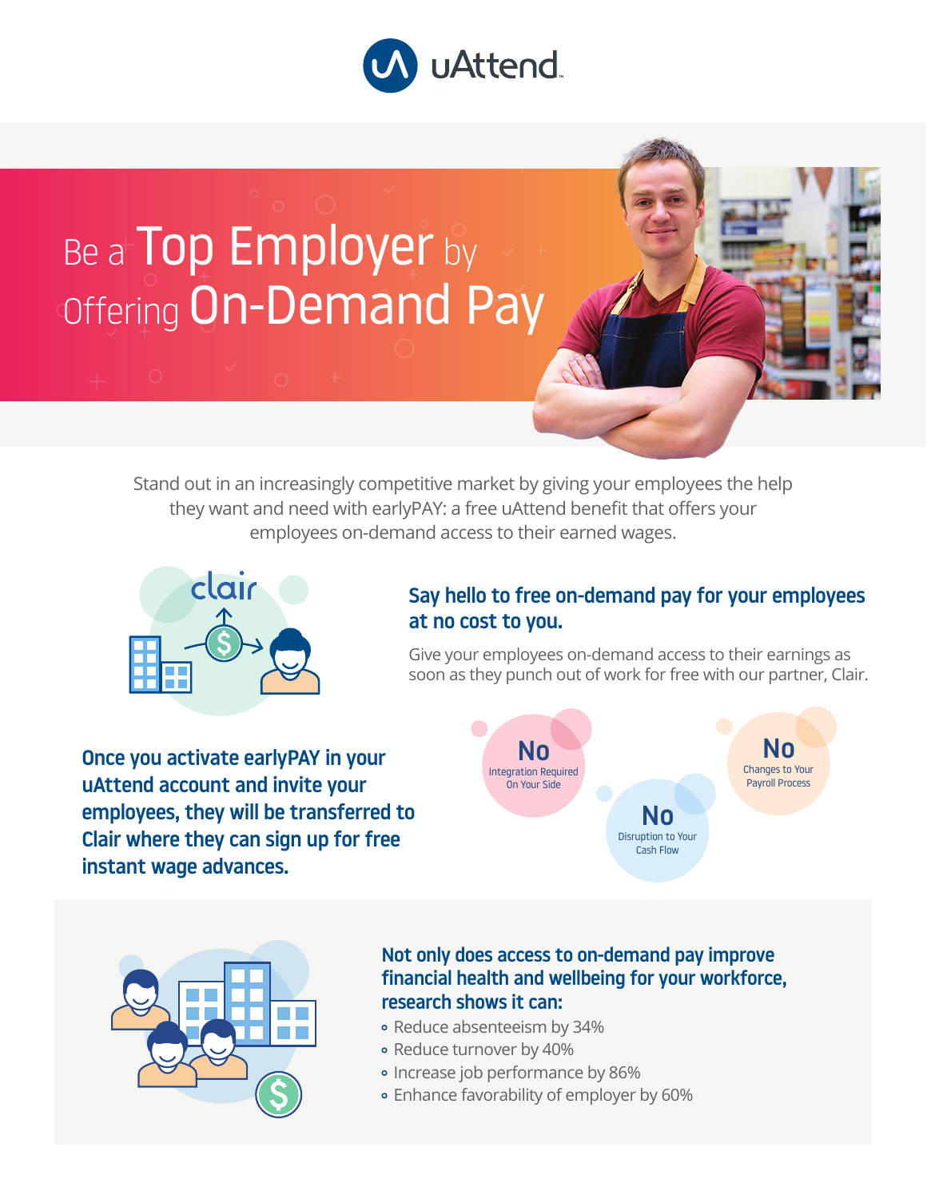uAttend

# Be a Top Employer by Offering On-Demand Pay

Stand out in an increasingly competitive market by giving your employees the help they want and need with earlyPAY: a free uAttend benefit that offers your employees on-demand access to their earned wages.

## Say hello to free on-demand pay for your employees at no cost to you.

Give your employees on-demand access to their earnings as soon as they punch out of work for free with our partner, Clair.

**Once you activate earlyPAY in your uAttend account and invite your employees, they will be transferred to Clair where they can sign up for free instant wage advances.**

- **No** Integration Required On Your Side
- **No** Disruption to Your Cash Flow
- **No** Changes to Your Payroll Process

## Not only does access to on-demand pay improve financial health and wellbeing for your workforce, research shows it can:

- Reduce absenteeism by 34%
- Reduce turnover by 40%
- Increase job performance by 86%
- Enhance favorability of employer by 60%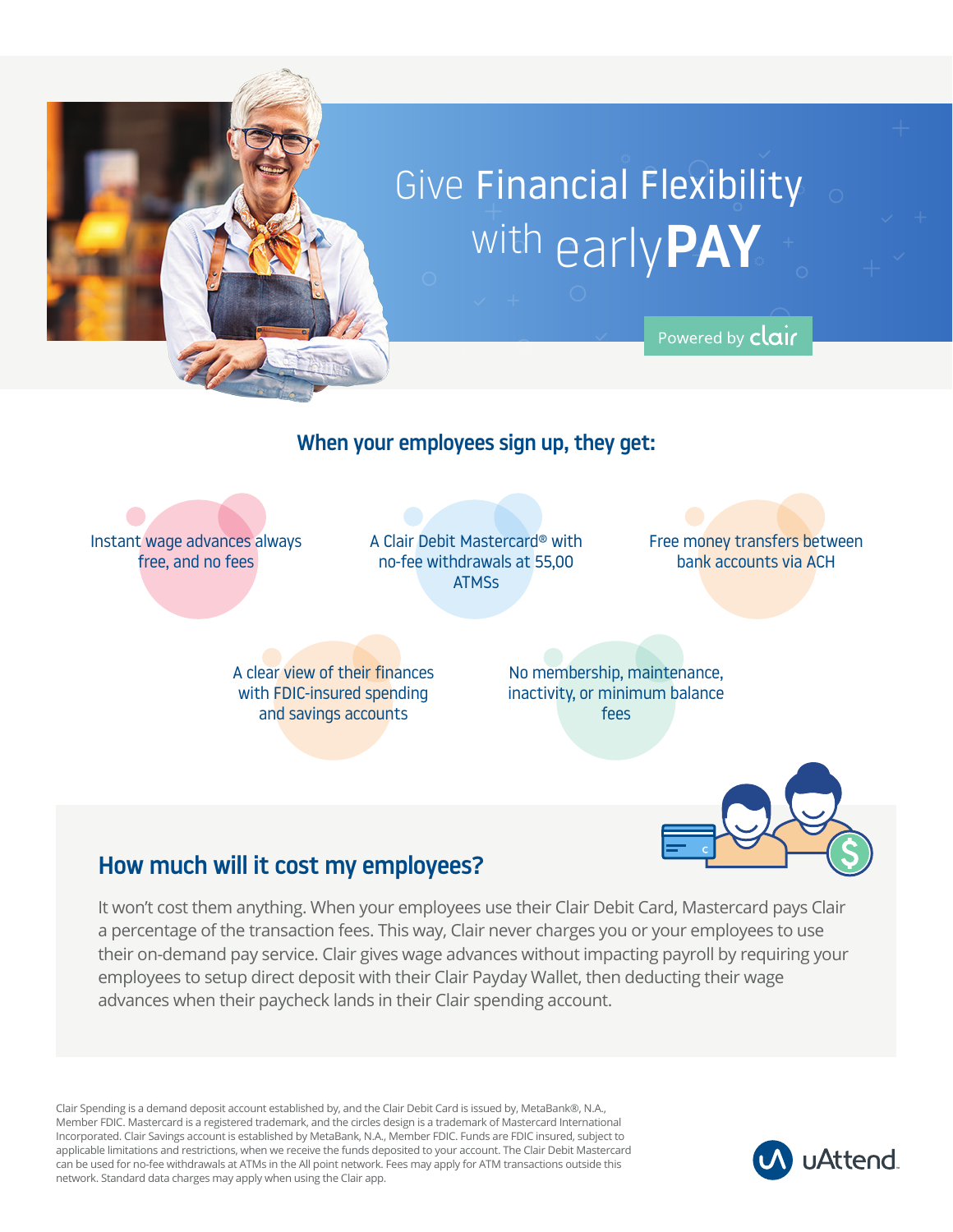# Give Financial Flexibility with earlyPAY

Powered by clair

## When your employees sign up, they get:

- Instant wage advances always free, and no fees
- A Clair Debit Mastercard® with no-fee withdrawals at 55,00 ATMSs
- Free money transfers between bank accounts via ACH
- A clear view of their finances with FDIC-insured spending and savings accounts
- No membership, maintenance, inactivity, or minimum balance fees

## How much will it cost my employees?

It won't cost them anything. When your employees use their Clair Debit Card, Mastercard pays Clair a percentage of the transaction fees. This way, Clair never charges you or your employees to use their on-demand pay service. Clair gives wage advances without impacting payroll by requiring your employees to setup direct deposit with their Clair Payday Wallet, then deducting their wage advances when their paycheck lands in their Clair spending account.

Clair Spending is a demand deposit account established by, and the Clair Debit Card is issued by, MetaBank®, N.A., Member FDIC. Mastercard is a registered trademark, and the circles design is a trademark of Mastercard International Incorporated. Clair Savings account is established by MetaBank, N.A., Member FDIC. Funds are FDIC insured, subject to applicable limitations and restrictions, when we receive the funds deposited to your account. The Clair Debit Mastercard can be used for no-fee withdrawals at ATMs in the All point network. Fees may apply for ATM transactions outside this network. Standard data charges may apply when using the Clair app.

uAttend.